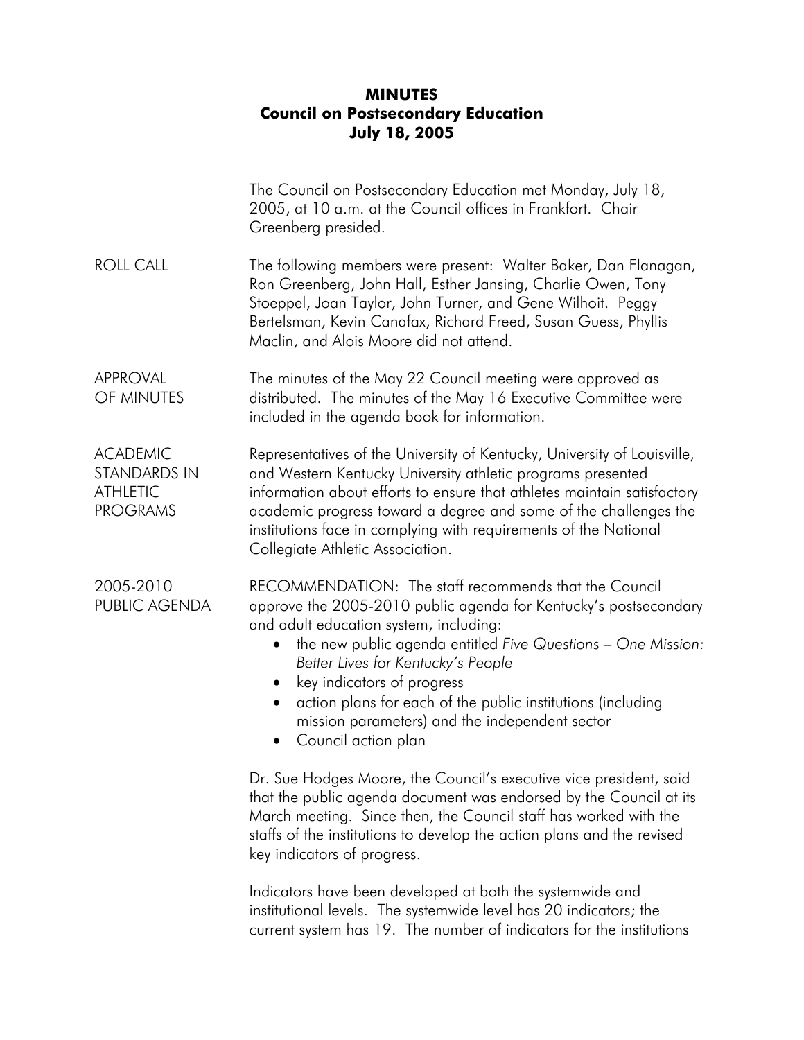# MINUTES
## Council on Postsecondary Education
## July 18, 2005

The Council on Postsecondary Education met Monday, July 18, 2005, at 10 a.m. at the Council offices in Frankfort. Chair Greenberg presided.

**ROLL CALL**

The following members were present: Walter Baker, Dan Flanagan, Ron Greenberg, John Hall, Esther Jansing, Charlie Owen, Tony Stoeppel, Joan Taylor, John Turner, and Gene Wilhoit. Peggy Bertelsman, Kevin Canafax, Richard Freed, Susan Guess, Phyllis Maclin, and Alois Moore did not attend.

**APPROVAL OF MINUTES**

The minutes of the May 22 Council meeting were approved as distributed. The minutes of the May 16 Executive Committee were included in the agenda book for information.

**ACADEMIC STANDARDS IN ATHLETIC PROGRAMS**

Representatives of the University of Kentucky, University of Louisville, and Western Kentucky University athletic programs presented information about efforts to ensure that athletes maintain satisfactory academic progress toward a degree and some of the challenges the institutions face in complying with requirements of the National Collegiate Athletic Association.

**2005-2010 PUBLIC AGENDA**

RECOMMENDATION: The staff recommends that the Council approve the 2005-2010 public agenda for Kentucky's postsecondary and adult education system, including:

- the new public agenda entitled *Five Questions – One Mission: Better Lives for Kentucky's People*
- key indicators of progress
- action plans for each of the public institutions (including mission parameters) and the independent sector
- Council action plan

Dr. Sue Hodges Moore, the Council's executive vice president, said that the public agenda document was endorsed by the Council at its March meeting. Since then, the Council staff has worked with the staffs of the institutions to develop the action plans and the revised key indicators of progress.

Indicators have been developed at both the systemwide and institutional levels. The systemwide level has 20 indicators; the current system has 19. The number of indicators for the institutions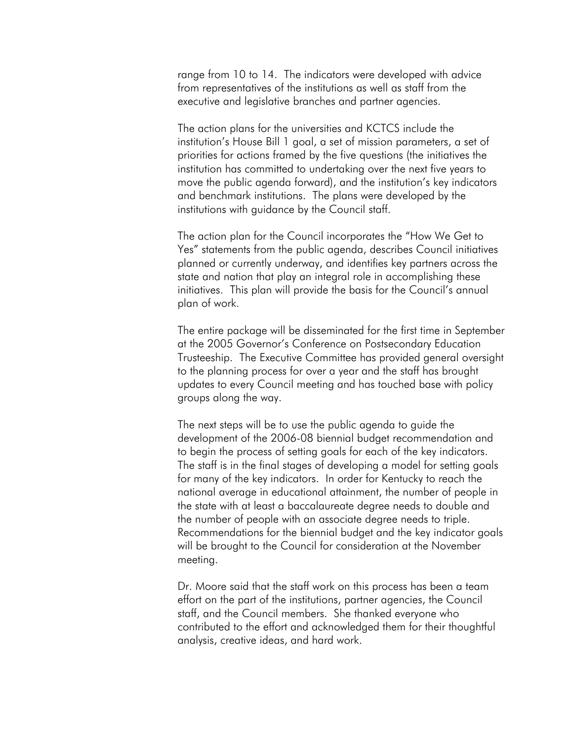range from 10 to 14. The indicators were developed with advice from representatives of the institutions as well as staff from the executive and legislative branches and partner agencies.

The action plans for the universities and KCTCS include the institution's House Bill 1 goal, a set of mission parameters, a set of priorities for actions framed by the five questions (the initiatives the institution has committed to undertaking over the next five years to move the public agenda forward), and the institution's key indicators and benchmark institutions. The plans were developed by the institutions with guidance by the Council staff.

The action plan for the Council incorporates the "How We Get to Yes" statements from the public agenda, describes Council initiatives planned or currently underway, and identifies key partners across the state and nation that play an integral role in accomplishing these initiatives. This plan will provide the basis for the Council's annual plan of work.

The entire package will be disseminated for the first time in September at the 2005 Governor's Conference on Postsecondary Education Trusteeship. The Executive Committee has provided general oversight to the planning process for over a year and the staff has brought updates to every Council meeting and has touched base with policy groups along the way.

The next steps will be to use the public agenda to guide the development of the 2006-08 biennial budget recommendation and to begin the process of setting goals for each of the key indicators. The staff is in the final stages of developing a model for setting goals for many of the key indicators. In order for Kentucky to reach the national average in educational attainment, the number of people in the state with at least a baccalaureate degree needs to double and the number of people with an associate degree needs to triple. Recommendations for the biennial budget and the key indicator goals will be brought to the Council for consideration at the November meeting.

Dr. Moore said that the staff work on this process has been a team effort on the part of the institutions, partner agencies, the Council staff, and the Council members. She thanked everyone who contributed to the effort and acknowledged them for their thoughtful analysis, creative ideas, and hard work.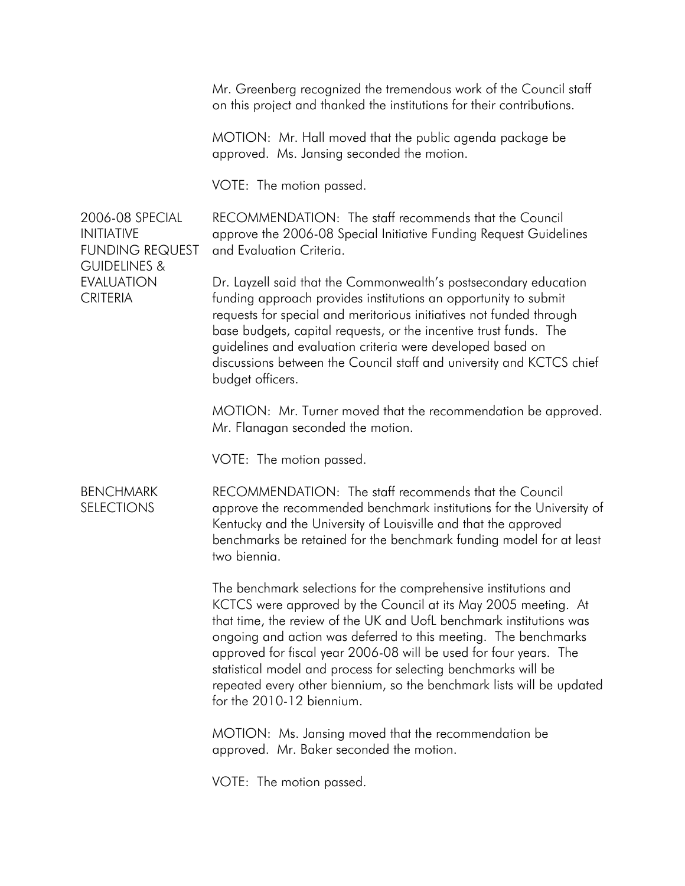Mr. Greenberg recognized the tremendous work of the Council staff on this project and thanked the institutions for their contributions.

MOTION: Mr. Hall moved that the public agenda package be approved. Ms. Jansing seconded the motion.

VOTE: The motion passed.

## 2006-08 SPECIAL INITIATIVE FUNDING REQUEST GUIDELINES & EVALUATION CRITERIA

RECOMMENDATION: The staff recommends that the Council approve the 2006-08 Special Initiative Funding Request Guidelines and Evaluation Criteria.

Dr. Layzell said that the Commonwealth's postsecondary education funding approach provides institutions an opportunity to submit requests for special and meritorious initiatives not funded through base budgets, capital requests, or the incentive trust funds. The guidelines and evaluation criteria were developed based on discussions between the Council staff and university and KCTCS chief budget officers.

MOTION: Mr. Turner moved that the recommendation be approved. Mr. Flanagan seconded the motion.

VOTE: The motion passed.

## BENCHMARK SELECTIONS

RECOMMENDATION: The staff recommends that the Council approve the recommended benchmark institutions for the University of Kentucky and the University of Louisville and that the approved benchmarks be retained for the benchmark funding model for at least two biennia.

The benchmark selections for the comprehensive institutions and KCTCS were approved by the Council at its May 2005 meeting. At that time, the review of the UK and UofL benchmark institutions was ongoing and action was deferred to this meeting. The benchmarks approved for fiscal year 2006-08 will be used for four years. The statistical model and process for selecting benchmarks will be repeated every other biennium, so the benchmark lists will be updated for the 2010-12 biennium.

MOTION: Ms. Jansing moved that the recommendation be approved. Mr. Baker seconded the motion.

VOTE: The motion passed.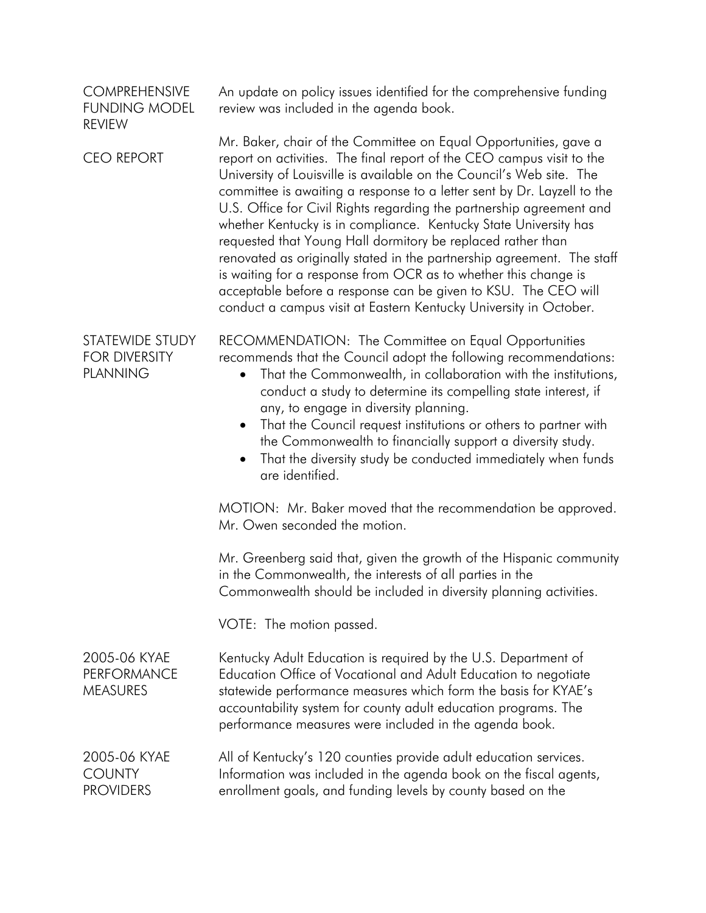**COMPREHENSIVE FUNDING MODEL REVIEW**

An update on policy issues identified for the comprehensive funding review was included in the agenda book.

**CEO REPORT**

Mr. Baker, chair of the Committee on Equal Opportunities, gave a report on activities. The final report of the CEO campus visit to the University of Louisville is available on the Council's Web site. The committee is awaiting a response to a letter sent by Dr. Layzell to the U.S. Office for Civil Rights regarding the partnership agreement and whether Kentucky is in compliance. Kentucky State University has requested that Young Hall dormitory be replaced rather than renovated as originally stated in the partnership agreement. The staff is waiting for a response from OCR as to whether this change is acceptable before a response can be given to KSU. The CEO will conduct a campus visit at Eastern Kentucky University in October.

**STATEWIDE STUDY FOR DIVERSITY PLANNING**

RECOMMENDATION: The Committee on Equal Opportunities recommends that the Council adopt the following recommendations:

- That the Commonwealth, in collaboration with the institutions, conduct a study to determine its compelling state interest, if any, to engage in diversity planning.
- That the Council request institutions or others to partner with the Commonwealth to financially support a diversity study.
- That the diversity study be conducted immediately when funds are identified.

MOTION: Mr. Baker moved that the recommendation be approved. Mr. Owen seconded the motion.

Mr. Greenberg said that, given the growth of the Hispanic community in the Commonwealth, the interests of all parties in the Commonwealth should be included in diversity planning activities.

VOTE: The motion passed.

**2005-06 KYAE PERFORMANCE MEASURES**

Kentucky Adult Education is required by the U.S. Department of Education Office of Vocational and Adult Education to negotiate statewide performance measures which form the basis for KYAE's accountability system for county adult education programs. The performance measures were included in the agenda book.

**2005-06 KYAE COUNTY PROVIDERS**

All of Kentucky's 120 counties provide adult education services. Information was included in the agenda book on the fiscal agents, enrollment goals, and funding levels by county based on the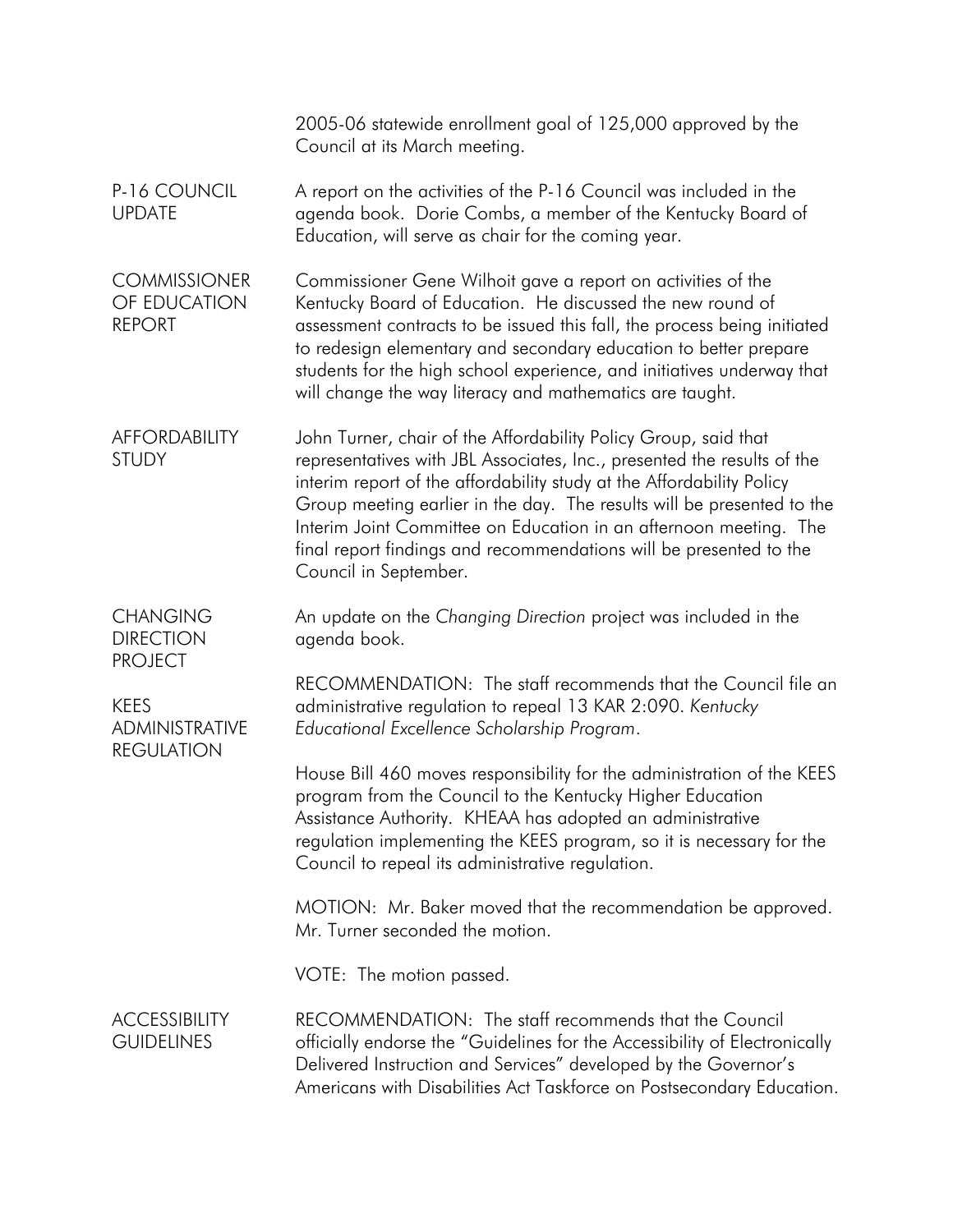2005-06 statewide enrollment goal of 125,000 approved by the Council at its March meeting.

**P-16 COUNCIL UPDATE**

A report on the activities of the P-16 Council was included in the agenda book. Dorie Combs, a member of the Kentucky Board of Education, will serve as chair for the coming year.

**COMMISSIONER OF EDUCATION REPORT**

Commissioner Gene Wilhoit gave a report on activities of the Kentucky Board of Education. He discussed the new round of assessment contracts to be issued this fall, the process being initiated to redesign elementary and secondary education to better prepare students for the high school experience, and initiatives underway that will change the way literacy and mathematics are taught.

**AFFORDABILITY STUDY**

John Turner, chair of the Affordability Policy Group, said that representatives with JBL Associates, Inc., presented the results of the interim report of the affordability study at the Affordability Policy Group meeting earlier in the day. The results will be presented to the Interim Joint Committee on Education in an afternoon meeting. The final report findings and recommendations will be presented to the Council in September.

**CHANGING DIRECTION PROJECT**

An update on the *Changing Direction* project was included in the agenda book.

**KEES ADMINISTRATIVE REGULATION**

RECOMMENDATION: The staff recommends that the Council file an administrative regulation to repeal 13 KAR 2:090. *Kentucky Educational Excellence Scholarship Program*.

House Bill 460 moves responsibility for the administration of the KEES program from the Council to the Kentucky Higher Education Assistance Authority. KHEAA has adopted an administrative regulation implementing the KEES program, so it is necessary for the Council to repeal its administrative regulation.

MOTION: Mr. Baker moved that the recommendation be approved. Mr. Turner seconded the motion.

VOTE: The motion passed.

**ACCESSIBILITY GUIDELINES**

RECOMMENDATION: The staff recommends that the Council officially endorse the "Guidelines for the Accessibility of Electronically Delivered Instruction and Services" developed by the Governor's Americans with Disabilities Act Taskforce on Postsecondary Education.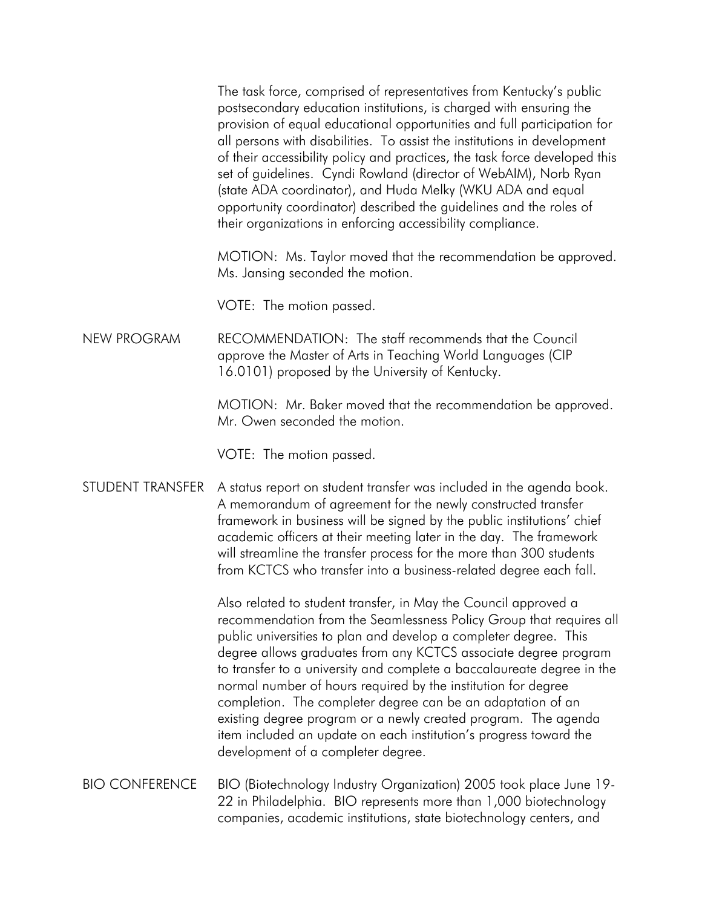The task force, comprised of representatives from Kentucky's public postsecondary education institutions, is charged with ensuring the provision of equal educational opportunities and full participation for all persons with disabilities. To assist the institutions in development of their accessibility policy and practices, the task force developed this set of guidelines. Cyndi Rowland (director of WebAIM), Norb Ryan (state ADA coordinator), and Huda Melky (WKU ADA and equal opportunity coordinator) described the guidelines and the roles of their organizations in enforcing accessibility compliance.

MOTION: Ms. Taylor moved that the recommendation be approved. Ms. Jansing seconded the motion.

VOTE: The motion passed.

**NEW PROGRAM**

RECOMMENDATION: The staff recommends that the Council approve the Master of Arts in Teaching World Languages (CIP 16.0101) proposed by the University of Kentucky.

MOTION: Mr. Baker moved that the recommendation be approved. Mr. Owen seconded the motion.

VOTE: The motion passed.

**STUDENT TRANSFER**

A status report on student transfer was included in the agenda book. A memorandum of agreement for the newly constructed transfer framework in business will be signed by the public institutions' chief academic officers at their meeting later in the day. The framework will streamline the transfer process for the more than 300 students from KCTCS who transfer into a business-related degree each fall.

Also related to student transfer, in May the Council approved a recommendation from the Seamlessness Policy Group that requires all public universities to plan and develop a completer degree. This degree allows graduates from any KCTCS associate degree program to transfer to a university and complete a baccalaureate degree in the normal number of hours required by the institution for degree completion. The completer degree can be an adaptation of an existing degree program or a newly created program. The agenda item included an update on each institution's progress toward the development of a completer degree.

**BIO CONFERENCE**

BIO (Biotechnology Industry Organization) 2005 took place June 19-22 in Philadelphia. BIO represents more than 1,000 biotechnology companies, academic institutions, state biotechnology centers, and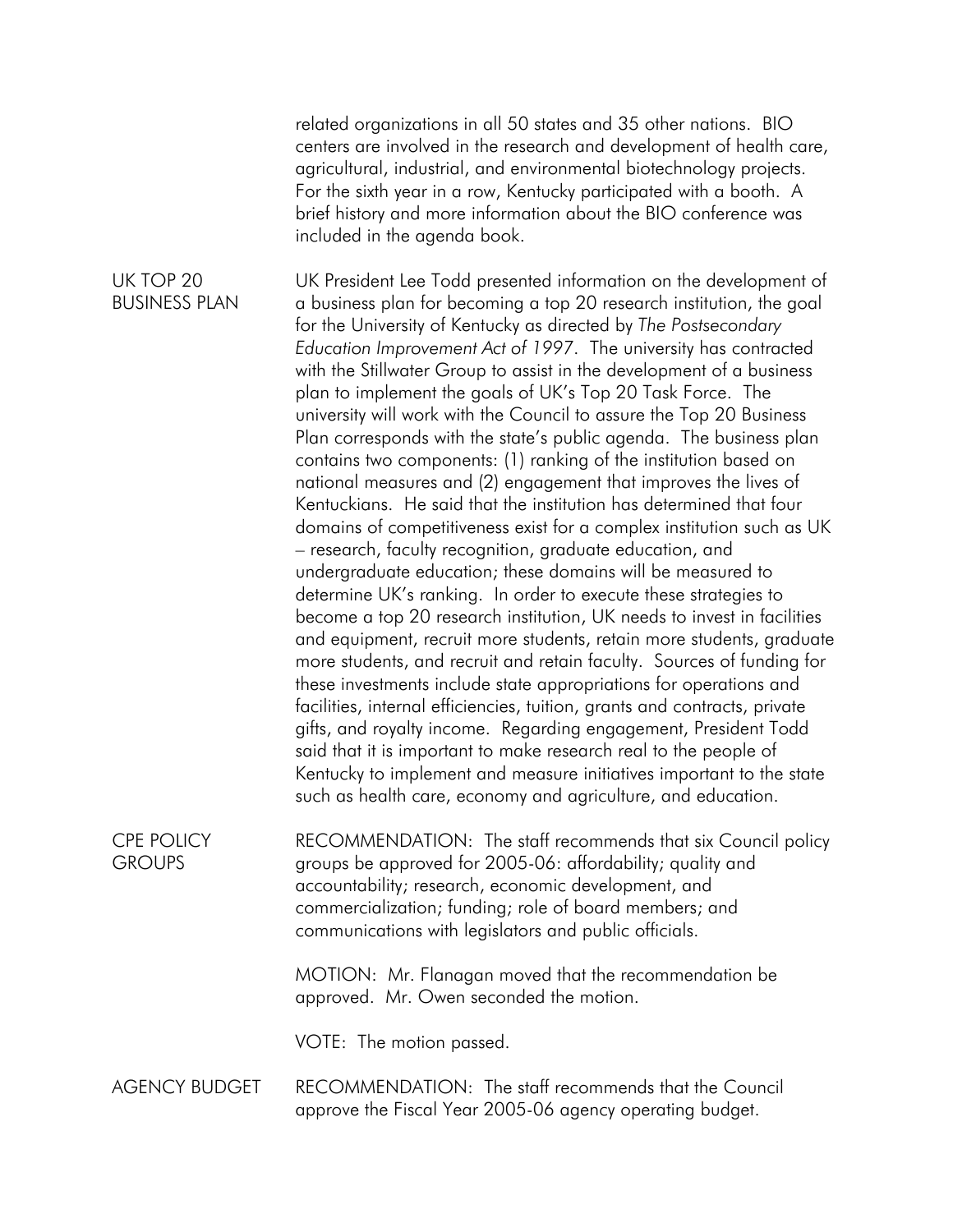related organizations in all 50 states and 35 other nations. BIO centers are involved in the research and development of health care, agricultural, industrial, and environmental biotechnology projects. For the sixth year in a row, Kentucky participated with a booth. A brief history and more information about the BIO conference was included in the agenda book.

UK TOP 20 BUSINESS PLAN

UK President Lee Todd presented information on the development of a business plan for becoming a top 20 research institution, the goal for the University of Kentucky as directed by *The Postsecondary Education Improvement Act of 1997*. The university has contracted with the Stillwater Group to assist in the development of a business plan to implement the goals of UK's Top 20 Task Force. The university will work with the Council to assure the Top 20 Business Plan corresponds with the state's public agenda. The business plan contains two components: (1) ranking of the institution based on national measures and (2) engagement that improves the lives of Kentuckians. He said that the institution has determined that four domains of competitiveness exist for a complex institution such as UK – research, faculty recognition, graduate education, and undergraduate education; these domains will be measured to determine UK's ranking. In order to execute these strategies to become a top 20 research institution, UK needs to invest in facilities and equipment, recruit more students, retain more students, graduate more students, and recruit and retain faculty. Sources of funding for these investments include state appropriations for operations and facilities, internal efficiencies, tuition, grants and contracts, private gifts, and royalty income. Regarding engagement, President Todd said that it is important to make research real to the people of Kentucky to implement and measure initiatives important to the state such as health care, economy and agriculture, and education.

CPE POLICY GROUPS

RECOMMENDATION: The staff recommends that six Council policy groups be approved for 2005-06: affordability; quality and accountability; research, economic development, and commercialization; funding; role of board members; and communications with legislators and public officials.

MOTION: Mr. Flanagan moved that the recommendation be approved. Mr. Owen seconded the motion.

VOTE: The motion passed.

AGENCY BUDGET

RECOMMENDATION: The staff recommends that the Council approve the Fiscal Year 2005-06 agency operating budget.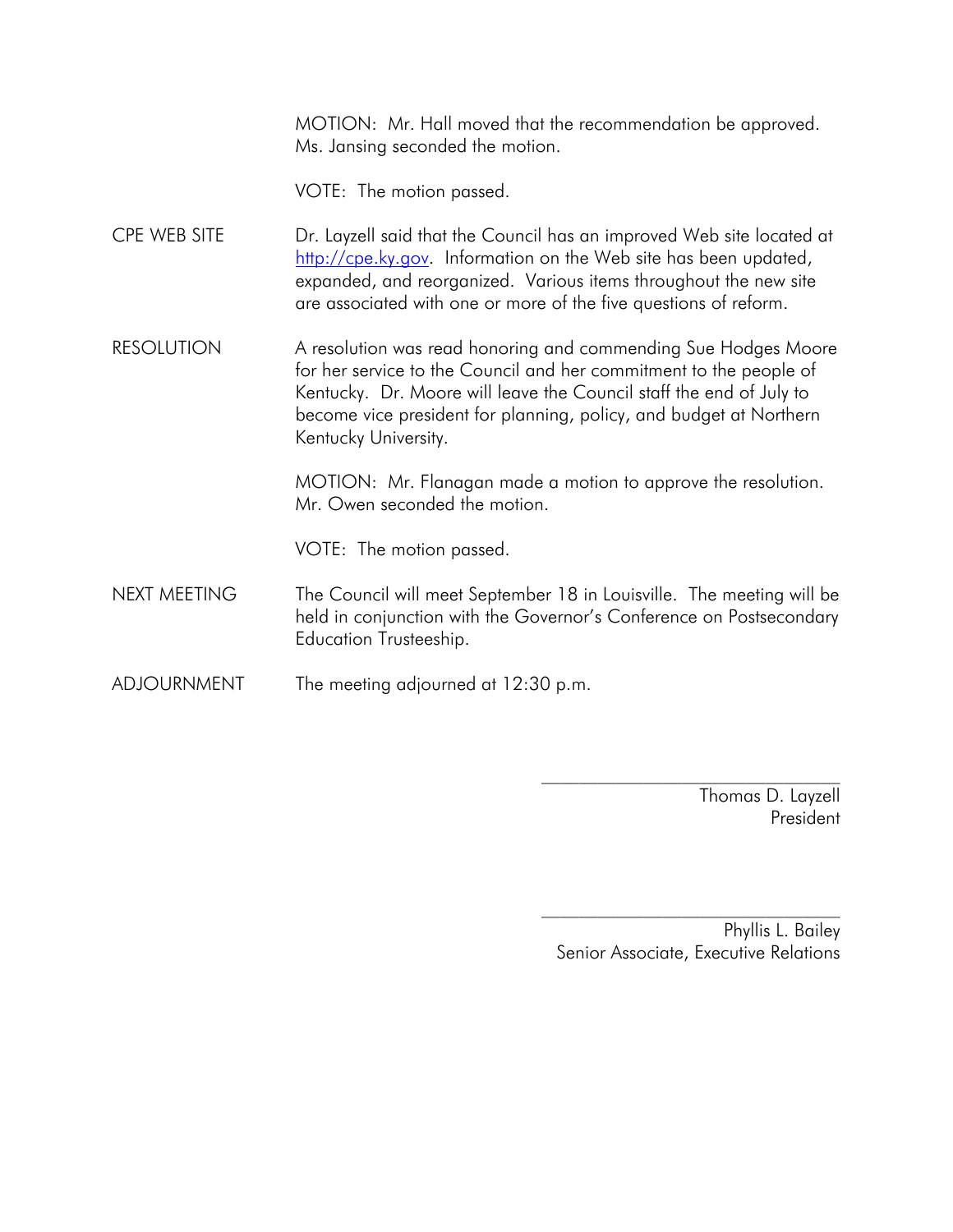MOTION: Mr. Hall moved that the recommendation be approved. Ms. Jansing seconded the motion.

VOTE: The motion passed.

**CPE WEB SITE**

Dr. Layzell said that the Council has an improved Web site located at http://cpe.ky.gov. Information on the Web site has been updated, expanded, and reorganized. Various items throughout the new site are associated with one or more of the five questions of reform.

**RESOLUTION**

A resolution was read honoring and commending Sue Hodges Moore for her service to the Council and her commitment to the people of Kentucky. Dr. Moore will leave the Council staff the end of July to become vice president for planning, policy, and budget at Northern Kentucky University.

MOTION: Mr. Flanagan made a motion to approve the resolution. Mr. Owen seconded the motion.

VOTE: The motion passed.

**NEXT MEETING**

The Council will meet September 18 in Louisville. The meeting will be held in conjunction with the Governor's Conference on Postsecondary Education Trusteeship.

**ADJOURNMENT**

The meeting adjourned at 12:30 p.m.

\_\_\_\_\_\_\_\_\_\_\_\_\_\_\_\_\_\_\_\_\_\_\_\_\_\_\_\_\_\_\_\_
Thomas D. Layzell
President

\_\_\_\_\_\_\_\_\_\_\_\_\_\_\_\_\_\_\_\_\_\_\_\_\_\_\_\_\_\_\_\_
Phyllis L. Bailey
Senior Associate, Executive Relations